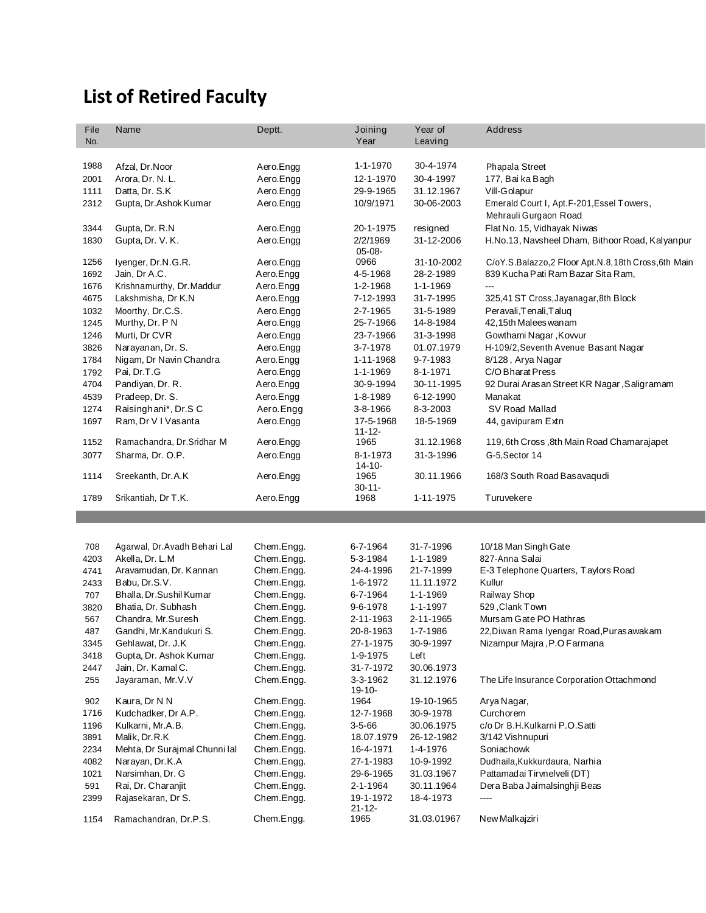# List of Retired Faculty

| File No. | Name | Deptt. | Joining Year | Year of Leaving | Address |
|---|---|---|---|---|---|
| 1988 | Afzal, Dr.Noor | Aero.Engg | 1-1-1970 | 30-4-1974 | Phapala Street |
| 2001 | Arora, Dr. N. L. | Aero.Engg | 12-1-1970 | 30-4-1997 | 177, Bai ka Bagh |
| 1111 | Datta, Dr. S.K | Aero.Engg | 29-9-1965 | 31.12.1967 | Vill-Golapur |
| 2312 | Gupta, Dr.Ashok Kumar | Aero.Engg | 10/9/1971 | 30-06-2003 | Emerald Court I, Apt.F-201,Essel Towers, Mehrauli Gurgaon Road |
| 3344 | Gupta, Dr. R.N | Aero.Engg | 20-1-1975 | resigned | Flat No. 15, Vidhayak Niwas |
| 1830 | Gupta, Dr. V. K. | Aero.Engg | 2/2/1969 | 31-12-2006 | H.No.13, Navsheel Dham, Bithoor Road, Kalyanpur |
| 1256 | Iyenger, Dr.N.G.R. | Aero.Engg | 05-08-0966 | 31-10-2002 | C/oY.S.Balazzo,2 Floor Apt.N.8,18th Cross,6th Main |
| 1692 | Jain, Dr A.C. | Aero.Engg | 4-5-1968 | 28-2-1989 | 839 Kucha Pati Ram Bazar Sita Ram, |
| 1676 | Krishnamurthy, Dr.Maddur | Aero.Engg | 1-2-1968 | 1-1-1969 | --- |
| 4675 | Lakshmisha, Dr K.N | Aero.Engg | 7-12-1993 | 31-7-1995 | 325,41 ST Cross,Jayanagar,8th Block |
| 1032 | Moorthy, Dr.C.S. | Aero.Engg | 2-7-1965 | 31-5-1989 | Peravali,Tenali,Taluq |
| 1245 | Murthy, Dr. P N | Aero.Engg | 25-7-1966 | 14-8-1984 | 42,15th Maleeswanam |
| 1246 | Murti, Dr CVR | Aero.Engg | 23-7-1966 | 31-3-1998 | Gowthami Nagar ,Kovvur |
| 3826 | Narayanan, Dr. S. | Aero.Engg | 3-7-1978 | 01.07.1979 | H-109/2,Seventh Avenue Basant Nagar |
| 1784 | Nigam, Dr Navin Chandra | Aero.Engg | 1-11-1968 | 9-7-1983 | 8/128 , Arya Nagar |
| 1792 | Pai, Dr.T.G | Aero.Engg | 1-1-1969 | 8-1-1971 | C/O Bharat Press |
| 4704 | Pandiyan, Dr. R. | Aero.Engg | 30-9-1994 | 30-11-1995 | 92 Durai Arasan Street KR Nagar ,Saligramam |
| 4539 | Pradeep, Dr. S. | Aero.Engg | 1-8-1989 | 6-12-1990 | Manakat |
| 1274 | Raisinghani*, Dr.S C | Aero.Engg | 3-8-1966 | 8-3-2003 | SV Road Mallad |
| 1697 | Ram, Dr V I Vasanta | Aero.Engg | 17-5-1968 | 18-5-1969 | 44, gavipuram Extn |
| 1152 | Ramachandra, Dr.Sridhar M | Aero.Engg | 11-12-1965 | 31.12.1968 | 119, 6th Cross ,8th Main Road Chamarajapet |
| 3077 | Sharma, Dr. O.P. | Aero.Engg | 8-1-1973 | 31-3-1996 | G-5,Sector 14 |
| 1114 | Sreekanth, Dr.A.K | Aero.Engg | 14-10-1965 | 30.11.1966 | 168/3 South Road Basavaqudi |
| 1789 | Srikantiah, Dr T.K. | Aero.Engg | 30-11-1968 | 1-11-1975 | Turuvekere |

| File No. | Name | Deptt. | Joining Year | Year of Leaving | Address |
|---|---|---|---|---|---|
| 708 | Agarwal, Dr.Avadh Behari Lal | Chem.Engg. | 6-7-1964 | 31-7-1996 | 10/18 Man Singh Gate |
| 4203 | Akella, Dr. L.M | Chem.Engg. | 5-3-1984 | 1-1-1989 | 827-Anna Salai |
| 4741 | Aravamudan, Dr. Kannan | Chem.Engg. | 24-4-1996 | 21-7-1999 | E-3 Telephone Quarters, Taylors Road |
| 2433 | Babu, Dr.S.V. | Chem.Engg. | 1-6-1972 | 11.11.1972 | Kullur |
| 707 | Bhalla, Dr.Sushil Kumar | Chem.Engg. | 6-7-1964 | 1-1-1969 | Railway Shop |
| 3820 | Bhatia, Dr. Subhash | Chem.Engg. | 9-6-1978 | 1-1-1997 | 529 ,Clank Town |
| 567 | Chandra, Mr.Suresh | Chem.Engg. | 2-11-1963 | 2-11-1965 | Mursam Gate PO Hathras |
| 487 | Gandhi, Mr.Kandukuri S. | Chem.Engg. | 20-8-1963 | 1-7-1986 | 22,Diwan Rama Iyengar Road,Purasawakam |
| 3345 | Gehlawat, Dr. J.K | Chem.Engg. | 27-1-1975 | 30-9-1997 | Nizampur Majra ,P.O Farmana |
| 3418 | Gupta, Dr. Ashok Kumar | Chem.Engg. | 1-9-1975 | Left | |
| 2447 | Jain, Dr. Kamal C. | Chem.Engg. | 31-7-1972 | 30.06.1973 | |
| 255 | Jayaraman, Mr.V.V | Chem.Engg. | 3-3-1962 | 31.12.1976 | The Life Insurance Corporation Ottachmond |
| 902 | Kaura, Dr N N | Chem.Engg. | 19-10-1964 | 19-10-1965 | Arya Nagar, |
| 1716 | Kudchadker, Dr A.P. | Chem.Engg. | 12-7-1968 | 30-9-1978 | Curchorem |
| 1196 | Kulkarni, Mr.A.B. | Chem.Engg. | 3-5-66 | 30.06.1975 | c/o Dr B.H.Kulkarni P.O.Satti |
| 3891 | Malik, Dr.R.K | Chem.Engg. | 18.07.1979 | 26-12-1982 | 3/142 Vishnupuri |
| 2234 | Mehta, Dr Surajmal Chunni lal | Chem.Engg. | 16-4-1971 | 1-4-1976 | Soniachowk |
| 4082 | Narayan, Dr.K.A | Chem.Engg. | 27-1-1983 | 10-9-1992 | Dudhaila,Kukkurdaura, Narhia |
| 1021 | Narsimhan, Dr. G | Chem.Engg. | 29-6-1965 | 31.03.1967 | Pattamadai Tirvnelveli (DT) |
| 591 | Rai, Dr. Charanjit | Chem.Engg. | 2-1-1964 | 30.11.1964 | Dera Baba Jaimalsinghji Beas |
| 2399 | Rajasekaran, Dr S. | Chem.Engg. | 19-1-1972 | 18-4-1973 | ---- |
| 1154 | Ramachandran, Dr.P.S. | Chem.Engg. | 21-12-1965 | 31.03.01967 | New Malkajziri |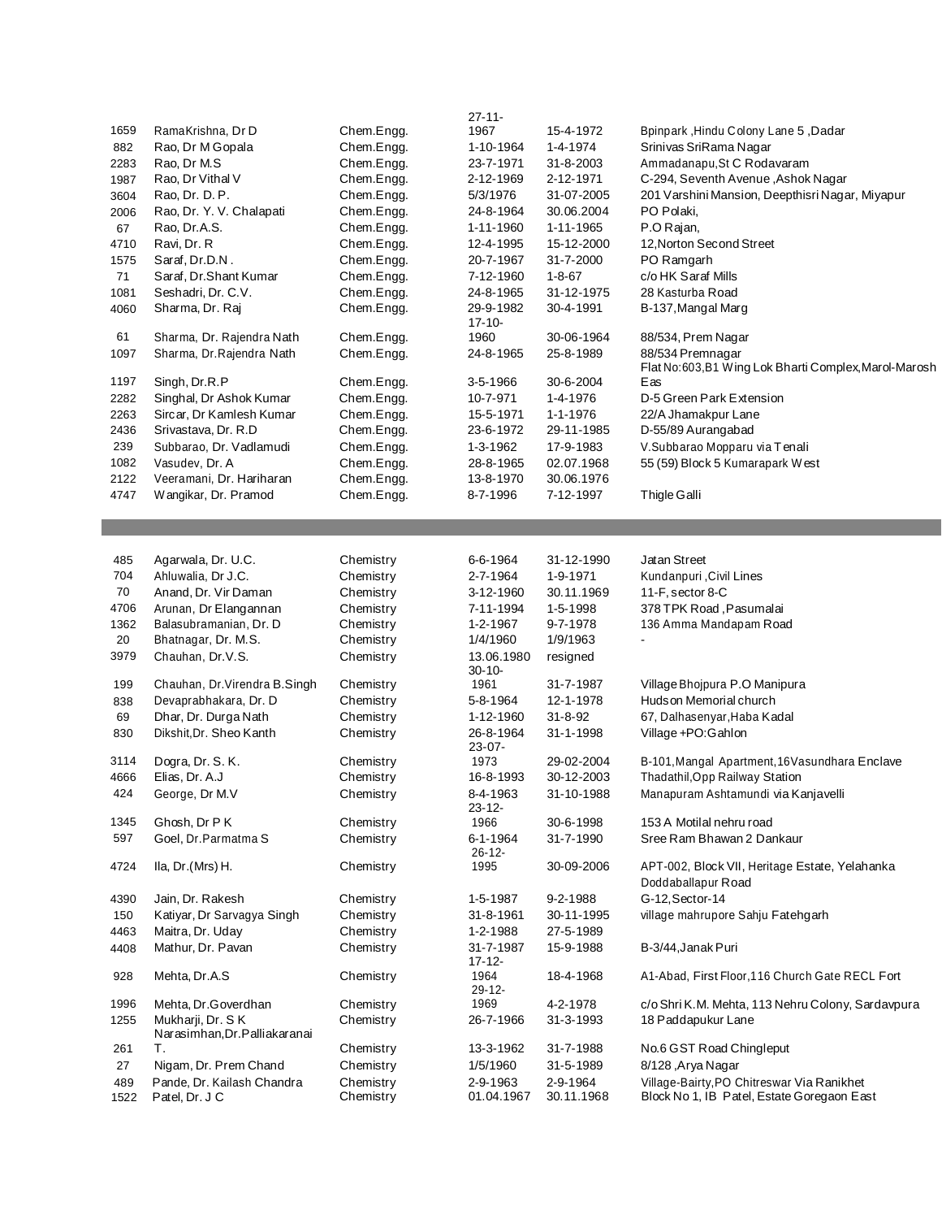| | | | | | |
|---|---|---|---|---|---|
| 1659 | RamaKrishna, Dr D | Chem.Engg. | 27-11-1967 | 15-4-1972 | Bpinpark ,Hindu Colony Lane 5 ,Dadar |
| 882 | Rao, Dr M Gopala | Chem.Engg. | 1-10-1964 | 1-4-1974 | Srinivas SriRama Nagar |
| 2283 | Rao, Dr M.S | Chem.Engg. | 23-7-1971 | 31-8-2003 | Ammadanapu,St C Rodavaram |
| 1987 | Rao, Dr Vithal V | Chem.Engg. | 2-12-1969 | 2-12-1971 | C-294, Seventh Avenue ,Ashok Nagar |
| 3604 | Rao, Dr. D. P. | Chem.Engg. | 5/3/1976 | 31-07-2005 | 201 Varshini Mansion, Deepthisri Nagar, Miyapur |
| 2006 | Rao, Dr. Y. V. Chalapati | Chem.Engg. | 24-8-1964 | 30.06.2004 | PO Polaki, |
| 67 | Rao, Dr.A.S. | Chem.Engg. | 1-11-1960 | 1-11-1965 | P.O Rajan, |
| 4710 | Ravi, Dr. R | Chem.Engg. | 12-4-1995 | 15-12-2000 | 12,Norton Second Street |
| 1575 | Saraf, Dr.D.N . | Chem.Engg. | 20-7-1967 | 31-7-2000 | PO Ramgarh |
| 71 | Saraf, Dr.Shant Kumar | Chem.Engg. | 7-12-1960 | 1-8-67 | c/o HK Saraf Mills |
| 1081 | Seshadri, Dr. C.V. | Chem.Engg. | 24-8-1965 | 31-12-1975 | 28 Kasturba Road |
| 4060 | Sharma, Dr. Raj | Chem.Engg. | 29-9-1982 | 30-4-1991 | B-137,Mangal Marg |
| 61 | Sharma, Dr. Rajendra Nath | Chem.Engg. | 17-10-1960 | 30-06-1964 | 88/534, Prem Nagar |
| 1097 | Sharma, Dr.Rajendra Nath | Chem.Engg. | 24-8-1965 | 25-8-1989 | 88/534 Premnagar |
| 1197 | Singh, Dr.R.P | Chem.Engg. | 3-5-1966 | 30-6-2004 | Flat No:603,B1 Wing Lok Bharti Complex,Marol-Marosh Eas |
| 2282 | Singhal, Dr Ashok Kumar | Chem.Engg. | 10-7-971 | 1-4-1976 | D-5 Green Park Extension |
| 2263 | Sircar, Dr Kamlesh Kumar | Chem.Engg. | 15-5-1971 | 1-1-1976 | 22/A Jhamakpur Lane |
| 2436 | Srivastava, Dr. R.D | Chem.Engg. | 23-6-1972 | 29-11-1985 | D-55/89 Aurangabad |
| 239 | Subbarao, Dr. Vadlamudi | Chem.Engg. | 1-3-1962 | 17-9-1983 | V.Subbarao Mopparu via Tenali |
| 1082 | Vasudev, Dr. A | Chem.Engg. | 28-8-1965 | 02.07.1968 | 55 (59) Block 5 Kumarapark West |
| 2122 | Veeramani, Dr. Hariharan | Chem.Engg. | 13-8-1970 | 30.06.1976 | |
| 4747 | Wangikar, Dr. Pramod | Chem.Engg. | 8-7-1996 | 7-12-1997 | Thigle Galli |

| | | | | | |
|---|---|---|---|---|---|
| 485 | Agarwala, Dr. U.C. | Chemistry | 6-6-1964 | 31-12-1990 | Jatan Street |
| 704 | Ahluwalia, Dr J.C. | Chemistry | 2-7-1964 | 1-9-1971 | Kundanpuri ,Civil Lines |
| 70 | Anand, Dr. Vir Daman | Chemistry | 3-12-1960 | 30.11.1969 | 11-F, sector 8-C |
| 4706 | Arunan, Dr Elangannan | Chemistry | 7-11-1994 | 1-5-1998 | 378 TPK Road ,Pasumalai |
| 1362 | Balasubramanian, Dr. D | Chemistry | 1-2-1967 | 9-7-1978 | 136 Amma Mandapam Road |
| 20 | Bhatnagar, Dr. M.S. | Chemistry | 1/4/1960 | 1/9/1963 | - |
| 3979 | Chauhan, Dr.V.S. | Chemistry | 13.06.1980 | resigned | |
| 199 | Chauhan, Dr.Virendra B.Singh | Chemistry | 30-10-1961 | 31-7-1987 | Village Bhojpura P.O Manipura |
| 838 | Devaprabhakara, Dr. D | Chemistry | 5-8-1964 | 12-1-1978 | Hudson Memorial church |
| 69 | Dhar, Dr. Durga Nath | Chemistry | 1-12-1960 | 31-8-92 | 67, Dalhasenyar,Haba Kadal |
| 830 | Dikshit,Dr. Sheo Kanth | Chemistry | 26-8-1964 | 31-1-1998 | Village +PO:Gahlon |
| 3114 | Dogra, Dr. S. K. | Chemistry | 23-07-1973 | 29-02-2004 | B-101,Mangal Apartment,16Vasundhara Enclave |
| 4666 | Elias, Dr. A.J | Chemistry | 16-8-1993 | 30-12-2003 | Thadathil,Opp Railway Station |
| 424 | George, Dr M.V | Chemistry | 8-4-1963 | 31-10-1988 | Manapuram Ashtamundi via Kanjavelli |
| 1345 | Ghosh, Dr P K | Chemistry | 23-12-1966 | 30-6-1998 | 153 A Motilal nehru road |
| 597 | Goel, Dr.Parmatma S | Chemistry | 6-1-1964 | 31-7-1990 | Sree Ram Bhawan 2 Dankaur |
| 4724 | Ila, Dr.(Mrs) H. | Chemistry | 26-12-1995 | 30-09-2006 | APT-002, Block VII, Heritage Estate, Yelahanka Doddaballapur Road |
| 4390 | Jain, Dr. Rakesh | Chemistry | 1-5-1987 | 9-2-1988 | G-12,Sector-14 |
| 150 | Katiyar, Dr Sarvagya Singh | Chemistry | 31-8-1961 | 30-11-1995 | village mahrupore Sahju Fatehgarh |
| 4463 | Maitra, Dr. Uday | Chemistry | 1-2-1988 | 27-5-1989 | |
| 4408 | Mathur, Dr. Pavan | Chemistry | 31-7-1987 | 15-9-1988 | B-3/44,Janak Puri |
| 928 | Mehta, Dr.A.S | Chemistry | 17-12-1964 | 18-4-1968 | A1-Abad, First Floor,116 Church Gate RECL Fort |
| 1996 | Mehta, Dr.Goverdhan | Chemistry | 29-12-1969 | 4-2-1978 | c/o Shri K.M. Mehta, 113 Nehru Colony, Sardavpura |
| 1255 | Mukharji, Dr. S K | Chemistry | 26-7-1966 | 31-3-1993 | 18 Paddapukur Lane |
| 261 | Narasimhan,Dr.Palliakaranai T. | Chemistry | 13-3-1962 | 31-7-1988 | No.6 GST Road Chingleput |
| 27 | Nigam, Dr. Prem Chand | Chemistry | 1/5/1960 | 31-5-1989 | 8/128 ,Arya Nagar |
| 489 | Pande, Dr. Kailash Chandra | Chemistry | 2-9-1963 | 2-9-1964 | Village-Bairty,PO Chitreswar Via Ranikhet |
| 1522 | Patel, Dr. J C | Chemistry | 01.04.1967 | 30.11.1968 | Block No 1, IB Patel, Estate Goregaon East |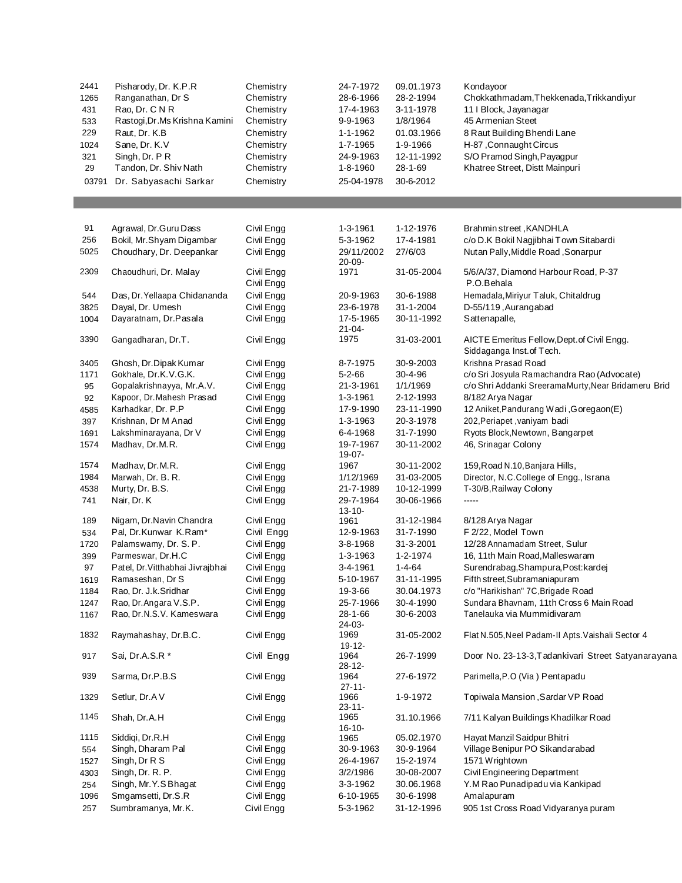| | | | | | |
|---|---|---|---|---|---|
| 2441 | Pisharody, Dr. K.P.R | Chemistry | 24-7-1972 | 09.01.1973 | Kondayoor |
| 1265 | Ranganathan, Dr S | Chemistry | 28-6-1966 | 28-2-1994 | Chokkathmadam,Thekkenada,Trikkandiyur |
| 431 | Rao, Dr. C N R | Chemistry | 17-4-1963 | 3-11-1978 | 11 I Block, Jayanagar |
| 533 | Rastogi,Dr.Ms Krishna Kamini | Chemistry | 9-9-1963 | 1/8/1964 | 45 Armenian Steet |
| 229 | Raut, Dr. K.B | Chemistry | 1-1-1962 | 01.03.1966 | 8 Raut Building Bhendi Lane |
| 1024 | Sane, Dr. K.V | Chemistry | 1-7-1965 | 1-9-1966 | H-87 ,Connaught Circus |
| 321 | Singh, Dr. P R | Chemistry | 24-9-1963 | 12-11-1992 | S/O Pramod Singh,Payagpur |
| 29 | Tandon, Dr. Shiv Nath | Chemistry | 1-8-1960 | 28-1-69 | Khatree Street, Distt Mainpuri |
| 03791 | Dr. Sabyasachi Sarkar | Chemistry | 25-04-1978 | 30-6-2012 | |

| | | | | | |
|---|---|---|---|---|---|
| 91 | Agrawal, Dr.Guru Dass | Civil Engg | 1-3-1961 | 1-12-1976 | Brahmin street ,KANDHLA |
| 256 | Bokil, Mr.Shyam Digambar | Civil Engg | 5-3-1962 | 17-4-1981 | c/o D.K Bokil Nagjibhai Town Sitabardi |
| 5025 | Choudhary, Dr. Deepankar | Civil Engg | 29/11/2002 | 27/6/03 | Nutan Pally, Middle Road ,Sonarpur |
| 2309 | Chaoudhuri, Dr. Malay | Civil Engg Civil Engg | 20-09-1971 | 31-05-2004 | 5/6/A/37, Diamond Harbour Road, P-37 P.O.Behala |
| 544 | Das, Dr.Yellaapa Chidananda | Civil Engg | 20-9-1963 | 30-6-1988 | Hemadala,Miriyur Taluk, Chitaldrug |
| 3825 | Dayal, Dr. Umesh | Civil Engg | 23-6-1978 | 31-1-2004 | D-55/119 ,Aurangabad |
| 1004 | Dayaratnam, Dr.Pasala | Civil Engg | 17-5-1965 | 30-11-1992 | Sattenapalle, |
| 3390 | Gangadharan, Dr.T. | Civil Engg | 21-04-1975 | 31-03-2001 | AICTE Emeritus Fellow,Dept.of Civil Engg. Siddaganga Inst.of Tech. |
| 3405 | Ghosh, Dr.Dipak Kumar | Civil Engg | 8-7-1975 | 30-9-2003 | Krishna Prasad Road |
| 1171 | Gokhale, Dr.K.V.G.K. | Civil Engg | 5-2-66 | 30-4-96 | c/o Sri Josyula Ramachandra Rao (Advocate) |
| 95 | Gopalakrishnayya, Mr.A.V. | Civil Engg | 21-3-1961 | 1/1/1969 | c/o Shri Addanki Sreerama Murty,Near Bridameru Brid |
| 92 | Kapoor, Dr.Mahesh Prasad | Civil Engg | 1-3-1961 | 2-12-1993 | 8/182 Arya Nagar |
| 4585 | Karhadkar, Dr. P.P | Civil Engg | 17-9-1990 | 23-11-1990 | 12 Aniket,Pandurang Wadi ,Goregaon(E) |
| 397 | Krishnan, Dr M Anad | Civil Engg | 1-3-1963 | 20-3-1978 | 202,Periapet ,vaniyam badi |
| 1691 | Lakshminarayana, Dr V | Civil Engg | 6-4-1968 | 31-7-1990 | Ryots Block,Newtown, Bangarpet |
| 1574 | Madhav, Dr.M.R. | Civil Engg | 19-7-1967 | 30-11-2002 | 46, Srinagar Colony |
| 1574 | Madhav, Dr.M.R. | Civil Engg | 19-07-1967 | 30-11-2002 | 159,Road N.10,Banjara Hills, |
| 1984 | Marwah, Dr. B. R. | Civil Engg | 1/12/1969 | 31-03-2005 | Director, N.C.College of Engg., Israna |
| 4538 | Murty, Dr. B.S. | Civil Engg | 21-7-1989 | 10-12-1999 | T-30/B,Railway Colony |
| 741 | Nair, Dr. K | Civil Engg | 29-7-1964 | 30-06-1966 | ----- |
| 189 | Nigam, Dr.Navin Chandra | Civil Engg | 13-10-1961 | 31-12-1984 | 8/128 Arya Nagar |
| 534 | Pal, Dr.Kunwar K.Ram* | Civil Engg | 12-9-1963 | 31-7-1990 | F 2/22, Model Town |
| 1720 | Palamswamy, Dr. S. P. | Civil Engg | 3-8-1968 | 31-3-2001 | 12/28 Annamadam Street, Sulur |
| 399 | Parmeswar, Dr.H.C | Civil Engg | 1-3-1963 | 1-2-1974 | 16, 11th Main Road,Malleswaram |
| 97 | Patel, Dr.Vitthabhai Jivrajbhai | Civil Engg | 3-4-1961 | 1-4-64 | Surendrabag,Shampura,Post:kardej |
| 1619 | Ramaseshan, Dr S | Civil Engg | 5-10-1967 | 31-11-1995 | Fifth street,Subramaniapuram |
| 1184 | Rao, Dr. J.k.Sridhar | Civil Engg | 19-3-66 | 30.04.1973 | c/o "Harikishan" 7C,Brigade Road |
| 1247 | Rao, Dr.Angara V.S.P. | Civil Engg | 25-7-1966 | 30-4-1990 | Sundara Bhavnam, 11th Cross 6 Main Road |
| 1167 | Rao, Dr.N.S.V. Kameswara | Civil Engg | 28-1-66 | 30-6-2003 | Tanelauka via Mummidivaram |
| 1832 | Raymahashay, Dr.B.C. | Civil Engg | 24-03-1969 | 31-05-2002 | Flat N.505,Neel Padam-II Apts.Vaishali Sector 4 |
| 917 | Sai, Dr.A.S.R * | Civil Engg | 19-12-1964 | 26-7-1999 | Door No. 23-13-3,Tadankivari Street Satyanarayana |
| 939 | Sarma, Dr.P.B.S | Civil Engg | 28-12-1964 | 27-6-1972 | Parimella,P.O (Via ) Pentapadu |
| 1329 | Setlur, Dr.A V | Civil Engg | 27-11-1966 | 1-9-1972 | Topiwala Mansion ,Sardar VP Road |
| 1145 | Shah, Dr.A.H | Civil Engg | 23-11-1965 | 31.10.1966 | 7/11 Kalyan Buildings Khadilkar Road |
| 1115 | Siddiqi, Dr.R.H | Civil Engg | 16-10-1965 | 05.02.1970 | Hayat Manzil Saidpur Bhitri |
| 554 | Singh, Dharam Pal | Civil Engg | 30-9-1963 | 30-9-1964 | Village Benipur PO Sikandarabad |
| 1527 | Singh, Dr R S | Civil Engg | 26-4-1967 | 15-2-1974 | 1571 Wrightown |
| 4303 | Singh, Dr. R. P. | Civil Engg | 3/2/1986 | 30-08-2007 | Civil Engineering Department |
| 254 | Singh, Mr.Y.S Bhagat | Civil Engg | 3-3-1962 | 30.06.1968 | Y.M Rao Punadipadu via Kankipad |
| 1096 | Smgamsetti, Dr.S.R | Civil Engg | 6-10-1965 | 30-6-1998 | Amalapuram |
| 257 | Sumbramanya, Mr.K. | Civil Engg | 5-3-1962 | 31-12-1996 | 905 1st Cross Road Vidyaranya puram |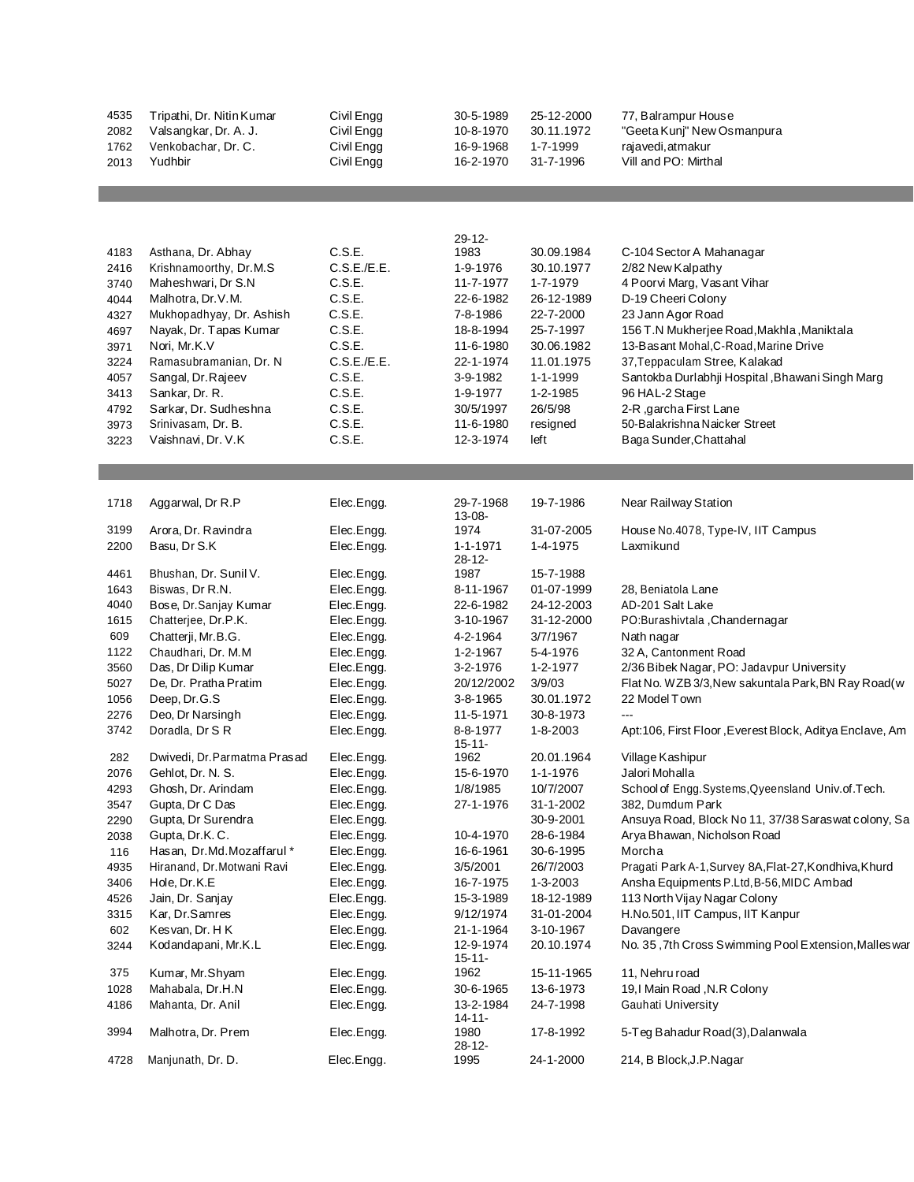| | | | | | |
|---|---|---|---|---|---|
| 4535 | Tripathi, Dr. Nitin Kumar | Civil Engg | 30-5-1989 | 25-12-2000 | 77, Balrampur House |
| 2082 | Valsangkar, Dr. A. J. | Civil Engg | 10-8-1970 | 30.11.1972 | "Geeta Kunj" New Osmanpura |
| 1762 | Venkobachar, Dr. C. | Civil Engg | 16-9-1968 | 1-7-1999 | rajavedi,atmakur |
| 2013 | Yudhbir | Civil Engg | 16-2-1970 | 31-7-1996 | Vill and PO: Mirthal |

| | | | | | |
|---|---|---|---|---|---|
| 4183 | Asthana, Dr. Abhay | C.S.E. | 29-12-1983 | 30.09.1984 | C-104 Sector A Mahanagar |
| 2416 | Krishnamoorthy, Dr.M.S | C.S.E./E.E. | 1-9-1976 | 30.10.1977 | 2/82 New Kalpathy |
| 3740 | Maheshwari, Dr S.N | C.S.E. | 11-7-1977 | 1-7-1979 | 4 Poorvi Marg, Vasant Vihar |
| 4044 | Malhotra, Dr.V.M. | C.S.E. | 22-6-1982 | 26-12-1989 | D-19 Cheeri Colony |
| 4327 | Mukhopadhyay, Dr. Ashish | C.S.E. | 7-8-1986 | 22-7-2000 | 23 Jann Agor Road |
| 4697 | Nayak, Dr. Tapas Kumar | C.S.E. | 18-8-1994 | 25-7-1997 | 156 T.N Mukherjee Road,Makhla ,Maniktala |
| 3971 | Nori, Mr.K.V | C.S.E. | 11-6-1980 | 30.06.1982 | 13-Basant Mohal,C-Road,Marine Drive |
| 3224 | Ramasubramanian, Dr. N | C.S.E./E.E. | 22-1-1974 | 11.01.1975 | 37,Teppaculam Stree, Kalakad |
| 4057 | Sangal, Dr.Rajeev | C.S.E. | 3-9-1982 | 1-1-1999 | Santokba Durlabhji Hospital ,Bhawani Singh Marg |
| 3413 | Sankar, Dr. R. | C.S.E. | 1-9-1977 | 1-2-1985 | 96 HAL-2 Stage |
| 4792 | Sarkar, Dr. Sudheshna | C.S.E. | 30/5/1997 | 26/5/98 | 2-R ,garcha First Lane |
| 3973 | Srinivasam, Dr. B. | C.S.E. | 11-6-1980 | resigned | 50-Balakrishna Naicker Street |
| 3223 | Vaishnavi, Dr. V.K | C.S.E. | 12-3-1974 | left | Baga Sunder,Chattahal |

| | | | | | |
|---|---|---|---|---|---|
| 1718 | Aggarwal, Dr R.P | Elec.Engg. | 29-7-1968 | 19-7-1986 | Near Railway Station |
| 3199 | Arora, Dr. Ravindra | Elec.Engg. | 13-08-1974 | 31-07-2005 | House No.4078, Type-IV, IIT Campus |
| 2200 | Basu, Dr S.K | Elec.Engg. | 1-1-1971 | 1-4-1975 | Laxmikund |
| 4461 | Bhushan, Dr. Sunil V. | Elec.Engg. | 28-12-1987 | 15-7-1988 | |
| 1643 | Biswas, Dr R.N. | Elec.Engg. | 8-11-1967 | 01-07-1999 | 28, Beniatola Lane |
| 4040 | Bose, Dr.Sanjay Kumar | Elec.Engg. | 22-6-1982 | 24-12-2003 | AD-201 Salt Lake |
| 1615 | Chatterjee, Dr.P.K. | Elec.Engg. | 3-10-1967 | 31-12-2000 | PO:Burashivtala ,Chandernagar |
| 609 | Chatterji, Mr.B.G. | Elec.Engg. | 4-2-1964 | 3/7/1967 | Nath nagar |
| 1122 | Chaudhari, Dr. M.M | Elec.Engg. | 1-2-1967 | 5-4-1976 | 32 A, Cantonment Road |
| 3560 | Das, Dr Dilip Kumar | Elec.Engg. | 3-2-1976 | 1-2-1977 | 2/36 Bibek Nagar, PO: Jadavpur University |
| 5027 | De, Dr. Pratha Pratim | Elec.Engg. | 20/12/2002 | 3/9/03 | Flat No. WZB 3/3,New sakuntala Park,BN Ray Road(w |
| 1056 | Deep, Dr.G.S | Elec.Engg. | 3-8-1965 | 30.01.1972 | 22 Model Town |
| 2276 | Deo, Dr Narsingh | Elec.Engg. | 11-5-1971 | 30-8-1973 | --- |
| 3742 | Doradla, Dr S R | Elec.Engg. | 8-8-1977 | 1-8-2003 | Apt:106, First Floor ,Everest Block, Aditya Enclave, Am |
| 282 | Dwivedi, Dr.Parmatma Prasad | Elec.Engg. | 15-11-1962 | 20.01.1964 | Village Kashipur |
| 2076 | Gehlot, Dr. N. S. | Elec.Engg. | 15-6-1970 | 1-1-1976 | Jalori Mohalla |
| 4293 | Ghosh, Dr. Arindam | Elec.Engg. | 1/8/1985 | 10/7/2007 | School of Engg.Systems,Qyeensland Univ.of.Tech. |
| 3547 | Gupta, Dr C Das | Elec.Engg. | 27-1-1976 | 31-1-2002 | 382, Dumdum Park |
| 2290 | Gupta, Dr Surendra | Elec.Engg. | | 30-9-2001 | Ansuya Road, Block No 11, 37/38 Saraswat colony, Sa |
| 2038 | Gupta, Dr.K. C. | Elec.Engg. | 10-4-1970 | 28-6-1984 | Arya Bhawan, Nicholson Road |
| 116 | Hasan, Dr.Md.Mozaffarul * | Elec.Engg. | 16-6-1961 | 30-6-1995 | Morcha |
| 4935 | Hiranand, Dr.Motwani Ravi | Elec.Engg. | 3/5/2001 | 26/7/2003 | Pragati Park A-1,Survey 8A,Flat-27,Kondhiva,Khurd |
| 3406 | Hole, Dr.K.E | Elec.Engg. | 16-7-1975 | 1-3-2003 | Ansha Equipments P.Ltd,B-56,MIDC Ambad |
| 4526 | Jain, Dr. Sanjay | Elec.Engg. | 15-3-1989 | 18-12-1989 | 113 North Vijay Nagar Colony |
| 3315 | Kar, Dr.Samres | Elec.Engg. | 9/12/1974 | 31-01-2004 | H.No.501, IIT Campus, IIT Kanpur |
| 602 | Kesvan, Dr. H K | Elec.Engg. | 21-1-1964 | 3-10-1967 | Davangere |
| 3244 | Kodandapani, Mr.K.L | Elec.Engg. | 12-9-1974 | 20.10.1974 | No. 35 ,7th Cross Swimming Pool Extension,Malleswar |
| 375 | Kumar, Mr.Shyam | Elec.Engg. | 15-11-1962 | 15-11-1965 | 11, Nehru road |
| 1028 | Mahabala, Dr.H.N | Elec.Engg. | 30-6-1965 | 13-6-1973 | 19,I Main Road ,N.R Colony |
| 4186 | Mahanta, Dr. Anil | Elec.Engg. | 13-2-1984 | 24-7-1998 | Gauhati University |
| 3994 | Malhotra, Dr. Prem | Elec.Engg. | 14-11-1980 | 17-8-1992 | 5-Teg Bahadur Road(3),Dalanwala |
| 4728 | Manjunath, Dr. D. | Elec.Engg. | 28-12-1995 | 24-1-2000 | 214, B Block,J.P.Nagar |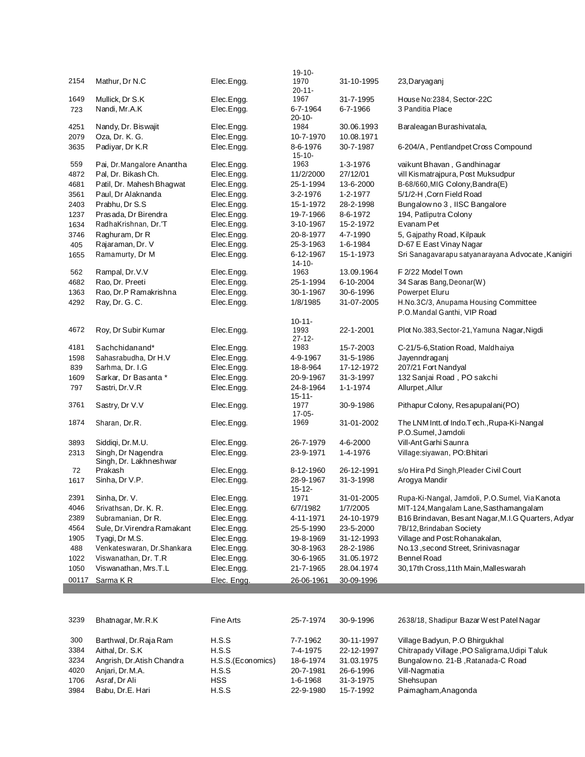| | | | | | |
|---|---|---|---|---|---|
| 2154 | Mathur, Dr N.C | Elec.Engg. | 19-10-1970 | 31-10-1995 | 23,Daryaganj |
| 1649 | Mullick, Dr S.K | Elec.Engg. | 20-11-1967 | 31-7-1995 | House No:2384, Sector-22C |
| 723 | Nandi, Mr.A.K | Elec.Engg. | 6-7-1964 | 6-7-1966 | 3 Panditia Place |
| 4251 | Nandy, Dr. Biswajit | Elec.Engg. | 20-10-1984 | 30.06.1993 | Baraleagan Burashivatala, |
| 2079 | Oza, Dr. K. G. | Elec.Engg. | 10-7-1970 | 10.08.1971 | |
| 3635 | Padiyar, Dr K.R | Elec.Engg. | 8-6-1976 | 30-7-1987 | 6-204/A , Pentlandpet Cross Compound |
| 559 | Pai, Dr.Mangalore Anantha | Elec.Engg. | 15-10-1963 | 1-3-1976 | vaikunt Bhavan , Gandhinagar |
| 4872 | Pal, Dr. Bikash Ch. | Elec.Engg. | 11/2/2000 | 27/12/01 | vill Kismatrajpura, Post Muksudpur |
| 4681 | Patil, Dr. Mahesh Bhagwat | Elec.Engg. | 25-1-1994 | 13-6-2000 | B-68/660,MIG Colony,Bandra(E) |
| 3561 | Paul, Dr Alaknanda | Elec.Engg. | 3-2-1976 | 1-2-1977 | 5/1/2-H ,Corn Field Road |
| 2403 | Prabhu, Dr S.S | Elec.Engg. | 15-1-1972 | 28-2-1998 | Bungalow no 3 , IISC Bangalore |
| 1237 | Prasada, Dr Birendra | Elec.Engg. | 19-7-1966 | 8-6-1972 | 194, Patliputra Colony |
| 1634 | RadhaKrishnan, Dr.'T | Elec.Engg. | 3-10-1967 | 15-2-1972 | Evanam Pet |
| 3746 | Raghuram, Dr R | Elec.Engg. | 20-8-1977 | 4-7-1990 | 5, Gajpathy Road, Kilpauk |
| 405 | Rajaraman, Dr. V | Elec.Engg. | 25-3-1963 | 1-6-1984 | D-67 E East Vinay Nagar |
| 1655 | Ramamurty, Dr M | Elec.Engg. | 6-12-1967 | 15-1-1973 | Sri Sanagavarapu satyanarayana Advocate ,Kanigiri |
| 562 | Rampal, Dr.V.V | Elec.Engg. | 14-10-1963 | 13.09.1964 | F 2/22 Model Town |
| 4682 | Rao, Dr. Preeti | Elec.Engg. | 25-1-1994 | 6-10-2004 | 34 Saras Bang,Deonar(W) |
| 1363 | Rao, Dr.P Ramakrishna | Elec.Engg. | 30-1-1967 | 30-6-1996 | Powerpet Eluru |
| 4292 | Ray, Dr. G. C. | Elec.Engg. | 1/8/1985 | 31-07-2005 | H.No.3C/3, Anupama Housing Committee P.O.Mandal Ganthi, VIP Road |
| 4672 | Roy, Dr Subir Kumar | Elec.Engg. | 10-11-1993 | 22-1-2001 | Plot No.383,Sector-21,Yamuna Nagar,Nigdi |
| 4181 | Sachchidanand* | Elec.Engg. | 27-12-1983 | 15-7-2003 | C-21/5-6,Station Road, Maldhaiya |
| 1598 | Sahasrabudha, Dr H.V | Elec.Engg. | 4-9-1967 | 31-5-1986 | Jayenndraganj |
| 839 | Sarhma, Dr. I.G | Elec.Engg. | 18-8-964 | 17-12-1972 | 207/21 Fort Nandyal |
| 1609 | Sarkar, Dr Basanta * | Elec.Engg. | 20-9-1967 | 31-3-1997 | 132 Sanjai Road , PO sakchi |
| 797 | Sastri, Dr.V.R | Elec.Engg. | 24-8-1964 | 1-1-1974 | Allurpet ,Allur |
| 3761 | Sastry, Dr V.V | Elec.Engg. | 15-11-1977 | 30-9-1986 | Pithapur Colony, Resapupalani(PO) |
| 1874 | Sharan, Dr.R. | Elec.Engg. | 17-05-1969 | 31-01-2002 | The LNM Intt.of Indo.Tech.,Rupa-Ki-Nangal P.O.Sumel, Jamdoli |
| 3893 | Siddiqi, Dr.M.U. | Elec.Engg. | 26-7-1979 | 4-6-2000 | Vill-Ant Garhi Saunra |
| 2313 | Singh, Dr Nagendra | Elec.Engg. | 23-9-1971 | 1-4-1976 | Village:siyawan, PO:Bhitari |
| 72 | Singh, Dr. Lakhneshwar Prakash | Elec.Engg. | 8-12-1960 | 26-12-1991 | s/o Hira Pd Singh,Pleader Civil Court |
| 1617 | Sinha, Dr V.P. | Elec.Engg. | 28-9-1967 | 31-3-1998 | Arogya Mandir |
| 2391 | Sinha, Dr. V. | Elec.Engg. | 15-12-1971 | 31-01-2005 | Rupa-Ki-Nangal, Jamdoli, P.O.Sumel, Via Kanota |
| 4046 | Srivathsan, Dr. K. R. | Elec.Engg. | 6/7/1982 | 1/7/2005 | MIT-124,Mangalam Lane,Sasthamangalam |
| 2389 | Subramanian, Dr R. | Elec.Engg. | 4-11-1971 | 24-10-1979 | B16 Brindavan, Besant Nagar,M.I.G Quarters, Adyar |
| 4564 | Sule, Dr.Virendra Ramakant | Elec.Engg. | 25-5-1990 | 23-5-2000 | 7B/12,Brindaban Society |
| 1905 | Tyagi, Dr M.S. | Elec.Engg. | 19-8-1969 | 31-12-1993 | Village and Post:Rohanakalan, |
| 488 | Venkateswaran, Dr.Shankara | Elec.Engg. | 30-8-1963 | 28-2-1986 | No.13 ,second Street, Srinivasnagar |
| 1022 | Viswanathan, Dr. T.R | Elec.Engg. | 30-6-1965 | 31.05.1972 | Bennel Road |
| 1050 | Viswanathan, Mrs.T.L | Elec.Engg. | 21-7-1965 | 28.04.1974 | 30,17th Cross,11th Main,Malleswarah |
| 00117 | Sarma K R | Elec. Engg. | 26-06-1961 | 30-09-1996 | |

| | | | | | |
|---|---|---|---|---|---|
| 3239 | Bhatnagar, Mr.R.K | Fine Arts | 25-7-1974 | 30-9-1996 | 2638/18, Shadipur Bazar West Patel Nagar |
| 300 | Barthwal, Dr.Raja Ram | H.S.S | 7-7-1962 | 30-11-1997 | Village Badyun, P.O Bhirgukhal |
| 3384 | Aithal, Dr. S.K | H.S.S | 7-4-1975 | 22-12-1997 | Chitrapady Village ,PO Saligrama,Udipi Taluk |
| 3234 | Angrish, Dr.Atish Chandra | H.S.S.(Economics) | 18-6-1974 | 31.03.1975 | Bungalow no. 21-B ,Ratanada-C Road |
| 4020 | Anjari, Dr.M.A. | H.S.S | 20-7-1981 | 26-6-1996 | Vill-Nagmatia |
| 1706 | Asraf, Dr Ali | HSS | 1-6-1968 | 31-3-1975 | Shehsupan |
| 3984 | Babu, Dr.E. Hari | H.S.S | 22-9-1980 | 15-7-1992 | Paimagham,Anagonda |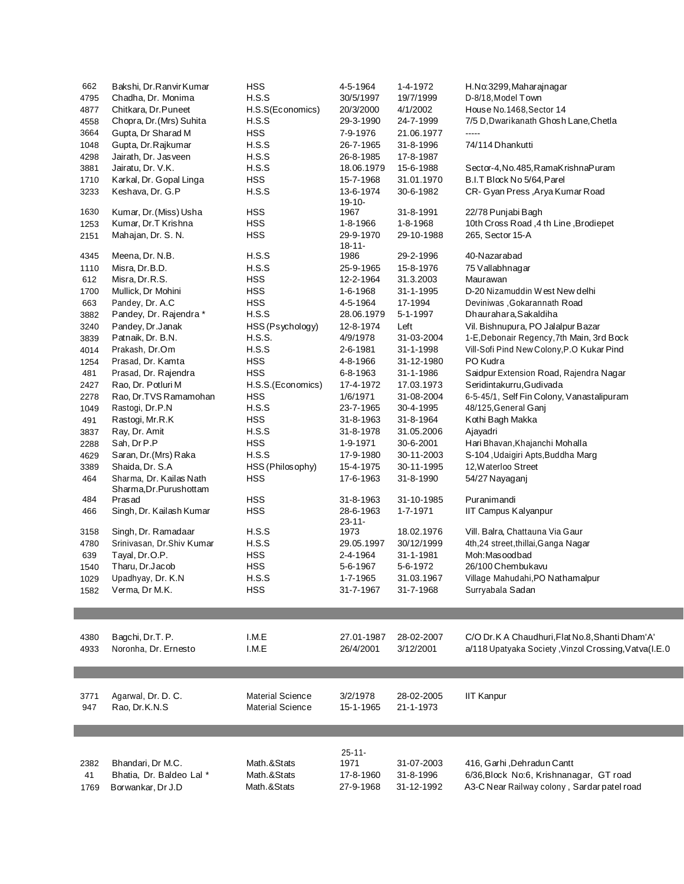| | | | | | |
|---|---|---|---|---|---|
| 662 | Bakshi, Dr.Ranvir Kumar | HSS | 4-5-1964 | 1-4-1972 | H.No:3299,Maharajnagar |
| 4795 | Chadha, Dr. Monima | H.S.S | 30/5/1997 | 19/7/1999 | D-8/18,Model Town |
| 4877 | Chitkara, Dr.Puneet | H.S.S(Economics) | 20/3/2000 | 4/1/2002 | House No.1468,Sector 14 |
| 4558 | Chopra, Dr.(Mrs) Suhita | H.S.S | 29-3-1990 | 24-7-1999 | 7/5 D,Dwarikanath Ghosh Lane,Chetla |
| 3664 | Gupta, Dr Sharad M | HSS | 7-9-1976 | 21.06.1977 | ----- |
| 1048 | Gupta, Dr.Rajkumar | H.S.S | 26-7-1965 | 31-8-1996 | 74/114 Dhankutti |
| 4298 | Jairath, Dr. Jasveen | H.S.S | 26-8-1985 | 17-8-1987 | |
| 3881 | Jairatu, Dr. V.K. | H.S.S | 18.06.1979 | 15-6-1988 | Sector-4,No.485,RamaKrishnaPuram |
| 1710 | Karkal, Dr. Gopal Linga | HSS | 15-7-1968 | 31.01.1970 | B.I.T Block No 5/64,Parel |
| 3233 | Keshava, Dr. G.P | H.S.S | 13-6-1974 | 30-6-1982 | CR- Gyan Press ,Arya Kumar Road |
| 1630 | Kumar, Dr.(Miss) Usha | HSS | 19-10-1967 | 31-8-1991 | 22/78 Punjabi Bagh |
| 1253 | Kumar, Dr.T Krishna | HSS | 1-8-1966 | 1-8-1968 | 10th Cross Road ,4 th Line ,Brodiepet |
| 2151 | Mahajan, Dr. S. N. | HSS | 29-9-1970 | 29-10-1988 | 265, Sector 15-A |
| 4345 | Meena, Dr. N.B. | H.S.S | 18-11-1986 | 29-2-1996 | 40-Nazarabad |
| 1110 | Misra, Dr.B.D. | H.S.S | 25-9-1965 | 15-8-1976 | 75 Vallabhnagar |
| 612 | Misra, Dr.R.S. | HSS | 12-2-1964 | 31.3.2003 | Maurawan |
| 1700 | Mullick, Dr Mohini | HSS | 1-6-1968 | 31-1-1995 | D-20 Nizamuddin West New delhi |
| 663 | Pandey, Dr. A.C | HSS | 4-5-1964 | 17-1994 | Deviniwas ,Gokarannath Road |
| 3882 | Pandey, Dr. Rajendra * | H.S.S | 28.06.1979 | 5-1-1997 | Dhaurahara,Sakaldiha |
| 3240 | Pandey, Dr.Janak | HSS (Psychology) | 12-8-1974 | Left | Vil. Bishnupura, PO Jalalpur Bazar |
| 3839 | Patnaik, Dr. B.N. | H.S.S. | 4/9/1978 | 31-03-2004 | 1-E,Debonair Regency,7th Main, 3rd Bock |
| 4014 | Prakash, Dr.Om | H.S.S | 2-6-1981 | 31-1-1998 | Vill-Sofi Pind New Colony,P.O Kukar Pind |
| 1254 | Prasad, Dr. Kamta | HSS | 4-8-1966 | 31-12-1980 | PO Kudra |
| 481 | Prasad, Dr. Rajendra | HSS | 6-8-1963 | 31-1-1986 | Saidpur Extension Road, Rajendra Nagar |
| 2427 | Rao, Dr. Potluri M | H.S.S.(Economics) | 17-4-1972 | 17.03.1973 | Seridintakurru,Gudivada |
| 2278 | Rao, Dr.TVS Ramamohan | HSS | 1/6/1971 | 31-08-2004 | 6-5-45/1, Self Fin Colony, Vanastalipuram |
| 1049 | Rastogi, Dr.P.N | H.S.S | 23-7-1965 | 30-4-1995 | 48/125,General Ganj |
| 491 | Rastogi, Mr.R.K | HSS | 31-8-1963 | 31-8-1964 | Kothi Bagh Makka |
| 3837 | Ray, Dr. Amit | H.S.S | 31-8-1978 | 31.05.2006 | Ajayadri |
| 2288 | Sah, Dr P.P | HSS | 1-9-1971 | 30-6-2001 | Hari Bhavan,Khajanchi Mohalla |
| 4629 | Saran, Dr.(Mrs) Raka | H.S.S | 17-9-1980 | 30-11-2003 | S-104 ,Udaigiri Apts,Buddha Marg |
| 3389 | Shaida, Dr. S.A | HSS (Philosophy) | 15-4-1975 | 30-11-1995 | 12,Waterloo Street |
| 464 | Sharma, Dr. Kailas Nath | HSS | 17-6-1963 | 31-8-1990 | 54/27 Nayaganj |
| 484 | Sharma,Dr.Purushottam Prasad | HSS | 31-8-1963 | 31-10-1985 | Puranimandi |
| 466 | Singh, Dr. Kailash Kumar | HSS | 28-6-1963 | 1-7-1971 | IIT Campus Kalyanpur |
| 3158 | Singh, Dr. Ramadaar | H.S.S | 23-11-1973 | 18.02.1976 | Vill. Balra, Chattauna Via Gaur |
| 4780 | Srinivasan, Dr.Shiv Kumar | H.S.S | 29.05.1997 | 30/12/1999 | 4th,24 street,thillai,Ganga Nagar |
| 639 | Tayal, Dr.O.P. | HSS | 2-4-1964 | 31-1-1981 | Moh:Masoodbad |
| 1540 | Tharu, Dr.Jacob | HSS | 5-6-1967 | 5-6-1972 | 26/100 Chembukavu |
| 1029 | Upadhyay, Dr. K.N | H.S.S | 1-7-1965 | 31.03.1967 | Village Mahudahi,PO Nathamalpur |
| 1582 | Verma, Dr M.K. | HSS | 31-7-1967 | 31-7-1968 | Surryabala Sadan |

| | | | | | |
|---|---|---|---|---|---|
| 4380 | Bagchi, Dr.T. P. | I.M.E | 27.01-1987 | 28-02-2007 | C/O Dr.K A Chaudhuri,Flat No.8,Shanti Dham'A' |
| 4933 | Noronha, Dr. Ernesto | I.M.E | 26/4/2001 | 3/12/2001 | a/118 Upatyaka Society ,Vinzol Crossing,Vatva(I.E.0 |

| | | | | | |
|---|---|---|---|---|---|
| 3771 | Agarwal, Dr. D. C. | Material Science | 3/2/1978 | 28-02-2005 | IIT Kanpur |
| 947 | Rao, Dr.K.N.S | Material Science | 15-1-1965 | 21-1-1973 | |

| | | | | | |
|---|---|---|---|---|---|
| 2382 | Bhandari, Dr M.C. | Math.&Stats | 25-11-1971 | 31-07-2003 | 416, Garhi ,Dehradun Cantt |
| 41 | Bhatia, Dr. Baldeo Lal * | Math.&Stats | 17-8-1960 | 31-8-1996 | 6/36,Block No:6, Krishnanagar, GT road |
| 1769 | Borwankar, Dr J.D | Math.&Stats | 27-9-1968 | 31-12-1992 | A3-C Near Railway colony , Sardar patel road |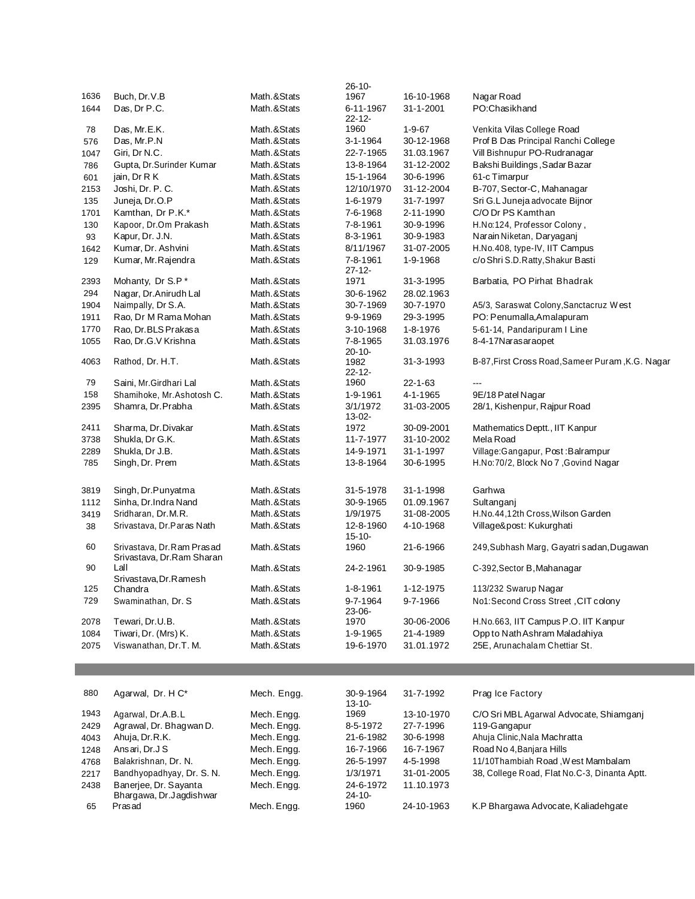| | | | | | |
|---|---|---|---|---|---|
| 1636 | Buch, Dr.V.B | Math.&Stats | 26-10-1967 | 16-10-1968 | Nagar Road |
| 1644 | Das, Dr P.C. | Math.&Stats | 6-11-1967 | 31-1-2001 | PO:Chasikhand |
| 78 | Das, Mr.E.K. | Math.&Stats | 22-12-1960 | 1-9-67 | Venkita Vilas College Road |
| 576 | Das, Mr.P.N | Math.&Stats | 3-1-1964 | 30-12-1968 | Prof B Das Principal Ranchi College |
| 1047 | Giri, Dr N.C. | Math.&Stats | 22-7-1965 | 31.03.1967 | Vill Bishnupur PO-Rudranagar |
| 786 | Gupta, Dr.Surinder Kumar | Math.&Stats | 13-8-1964 | 31-12-2002 | Bakshi Buildings ,Sadar Bazar |
| 601 | jain, Dr R K | Math.&Stats | 15-1-1964 | 30-6-1996 | 61-c Timarpur |
| 2153 | Joshi, Dr. P. C. | Math.&Stats | 12/10/1970 | 31-12-2004 | B-707, Sector-C, Mahanagar |
| 135 | Juneja, Dr.O.P | Math.&Stats | 1-6-1979 | 31-7-1997 | Sri G.L Juneja advocate Bijnor |
| 1701 | Kamthan, Dr P.K.* | Math.&Stats | 7-6-1968 | 2-11-1990 | C/O Dr PS Kamthan |
| 130 | Kapoor, Dr.Om Prakash | Math.&Stats | 7-8-1961 | 30-9-1996 | H.No:124, Professor Colony , |
| 93 | Kapur, Dr. J.N. | Math.&Stats | 8-3-1961 | 30-9-1983 | Narain Niketan, Daryaganj |
| 1642 | Kumar, Dr. Ashvini | Math.&Stats | 8/11/1967 | 31-07-2005 | H.No.408, type-IV, IIT Campus |
| 129 | Kumar, Mr.Rajendra | Math.&Stats | 7-8-1961 | 1-9-1968 | c/o Shri S.D.Ratty,Shakur Basti |
| 2393 | Mohanty, Dr S.P * | Math.&Stats | 27-12-1971 | 31-3-1995 | Barbatia, PO Pirhat Bhadrak |
| 294 | Nagar, Dr.Anirudh Lal | Math.&Stats | 30-6-1962 | 28.02.1963 | |
| 1904 | Naimpally, Dr S.A. | Math.&Stats | 30-7-1969 | 30-7-1970 | A5/3, Saraswat Colony,Sanctacruz West |
| 1911 | Rao, Dr M Rama Mohan | Math.&Stats | 9-9-1969 | 29-3-1995 | PO: Penumalla,Amalapuram |
| 1770 | Rao, Dr.BLS Prakasa | Math.&Stats | 3-10-1968 | 1-8-1976 | 5-61-14, Pandaripuram I Line |
| 1055 | Rao, Dr.G.V Krishna | Math.&Stats | 7-8-1965 | 31.03.1976 | 8-4-17Narasaraopet |
| 4063 | Rathod, Dr. H.T. | Math.&Stats | 20-10-1982 | 31-3-1993 | B-87,First Cross Road,Sameer Puram ,K.G. Nagar |
| 79 | Saini, Mr.Girdhari Lal | Math.&Stats | 22-12-1960 | 22-1-63 | --- |
| 158 | Shamihoke, Mr.Ashotosh C. | Math.&Stats | 1-9-1961 | 4-1-1965 | 9E/18 Patel Nagar |
| 2395 | Shamra, Dr.Prabha | Math.&Stats | 3/1/1972 | 31-03-2005 | 28/1, Kishenpur, Rajpur Road |
| 2411 | Sharma, Dr.Divakar | Math.&Stats | 13-02-1972 | 30-09-2001 | Mathematics Deptt., IIT Kanpur |
| 3738 | Shukla, Dr G.K. | Math.&Stats | 11-7-1977 | 31-10-2002 | Mela Road |
| 2289 | Shukla, Dr J.B. | Math.&Stats | 14-9-1971 | 31-1-1997 | Village:Gangapur, Post :Balrampur |
| 785 | Singh, Dr. Prem | Math.&Stats | 13-8-1964 | 30-6-1995 | H.No:70/2, Block No 7 ,Govind Nagar |
| 3819 | Singh, Dr.Punyatma | Math.&Stats | 31-5-1978 | 31-1-1998 | Garhwa |
| 1112 | Sinha, Dr.Indra Nand | Math.&Stats | 30-9-1965 | 01.09.1967 | Sultanganj |
| 3419 | Sridharan, Dr.M.R. | Math.&Stats | 1/9/1975 | 31-08-2005 | H.No.44,12th Cross,Wilson Garden |
| 38 | Srivastava, Dr.Paras Nath | Math.&Stats | 12-8-1960 | 4-10-1968 | Village&post: Kukurghati |
| 60 | Srivastava, Dr.Ram Prasad | Math.&Stats | 15-10-1960 | 21-6-1966 | 249,Subhash Marg, Gayatri sadan,Dugawan |
| 90 | Srivastava, Dr.Ram Sharan Lall | Math.&Stats | 24-2-1961 | 30-9-1985 | C-392,Sector B,Mahanagar |
| 125 | Srivastava,Dr.Ramesh Chandra | Math.&Stats | 1-8-1961 | 1-12-1975 | 113/232 Swarup Nagar |
| 729 | Swaminathan, Dr. S | Math.&Stats | 9-7-1964 | 9-7-1966 | No1:Second Cross Street ,CIT colony |
| 2078 | Tewari, Dr.U.B. | Math.&Stats | 23-06-1970 | 30-06-2006 | H.No.663, IIT Campus P.O. IIT Kanpur |
| 1084 | Tiwari, Dr. (Mrs) K. | Math.&Stats | 1-9-1965 | 21-4-1989 | Opp to Nath Ashram Maladahiya |
| 2075 | Viswanathan, Dr.T. M. | Math.&Stats | 19-6-1970 | 31.01.1972 | 25E, Arunachalam Chettiar St. |

| | | | | | |
|---|---|---|---|---|---|
| 880 | Agarwal, Dr. H C* | Mech. Engg. | 30-9-1964 | 31-7-1992 | Prag Ice Factory |
| 1943 | Agarwal, Dr.A.B.L | Mech. Engg. | 13-10-1969 | 13-10-1970 | C/O Sri MBL Agarwal Advocate, Shiamganj |
| 2429 | Agrawal, Dr. Bhagwan D. | Mech. Engg. | 8-5-1972 | 27-7-1996 | 119-Gangapur |
| 4043 | Ahuja, Dr.R.K. | Mech. Engg. | 21-6-1982 | 30-6-1998 | Ahuja Clinic,Nala Machratta |
| 1248 | Ansari, Dr.J S | Mech. Engg. | 16-7-1966 | 16-7-1967 | Road No 4,Banjara Hills |
| 4768 | Balakrishnan, Dr. N. | Mech. Engg. | 26-5-1997 | 4-5-1998 | 11/10Thambiah Road ,West Mambalam |
| 2217 | Bandhyopadhyay, Dr. S. N. | Mech. Engg. | 1/3/1971 | 31-01-2005 | 38, College Road, Flat No.C-3, Dinanta Aptt. |
| 2438 | Banerjee, Dr. Sayanta | Mech. Engg. | 24-6-1972 | 11.10.1973 | |
| 65 | Bhargawa, Dr.Jagdishwar Prasad | Mech. Engg. | 24-10-1960 | 24-10-1963 | K.P Bhargawa Advocate, Kaliadehgate |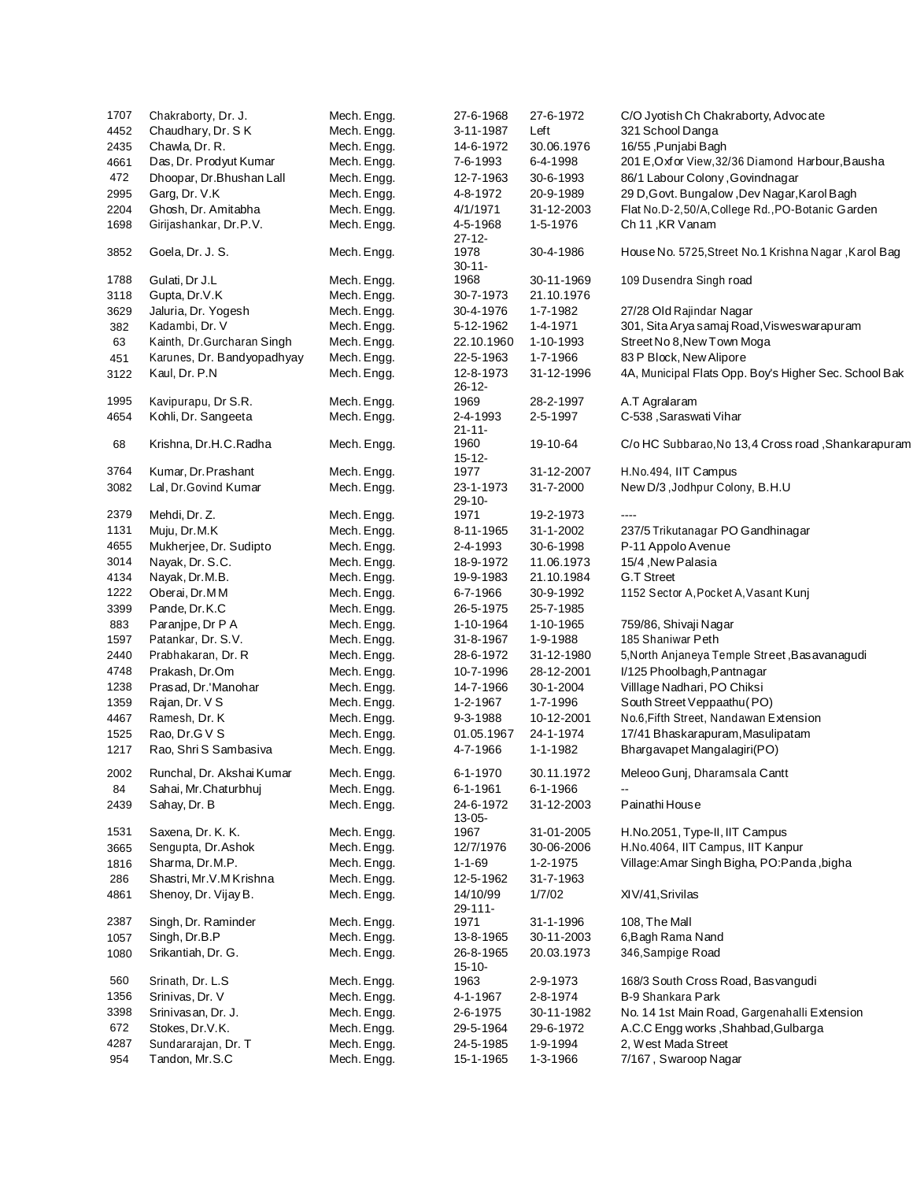| | | | | | |
|---|---|---|---|---|---|
| 1707 | Chakraborty, Dr. J. | Mech. Engg. | 27-6-1968 | 27-6-1972 | C/O Jyotish Ch Chakraborty, Advocate |
| 4452 | Chaudhary, Dr. S K | Mech. Engg. | 3-11-1987 | Left | 321 School Danga |
| 2435 | Chawla, Dr. R. | Mech. Engg. | 14-6-1972 | 30.06.1976 | 16/55 ,Punjabi Bagh |
| 4661 | Das, Dr. Prodyut Kumar | Mech. Engg. | 7-6-1993 | 6-4-1998 | 201 E,Oxfor View,32/36 Diamond Harbour,Bausha |
| 472 | Dhoopar, Dr.Bhushan Lall | Mech. Engg. | 12-7-1963 | 30-6-1993 | 86/1 Labour Colony ,Govindnagar |
| 2995 | Garg, Dr. V.K | Mech. Engg. | 4-8-1972 | 20-9-1989 | 29 D,Govt. Bungalow ,Dev Nagar,Karol Bagh |
| 2204 | Ghosh, Dr. Amitabha | Mech. Engg. | 4/1/1971 | 31-12-2003 | Flat No.D-2,50/A,College Rd.,PO-Botanic Garden |
| 1698 | Girijashankar, Dr.P.V. | Mech. Engg. | 4-5-1968 | 1-5-1976 | Ch 11 ,KR Vanam |
| 3852 | Goela, Dr. J. S. | Mech. Engg. | 27-12-1978 | 30-4-1986 | House No. 5725,Street No.1 Krishna Nagar ,Karol Bag |
| 1788 | Gulati, Dr J.L | Mech. Engg. | 30-11-1968 | 30-11-1969 | 109 Dusendra Singh road |
| 3118 | Gupta, Dr.V.K | Mech. Engg. | 30-7-1973 | 21.10.1976 | |
| 3629 | Jaluria, Dr. Yogesh | Mech. Engg. | 30-4-1976 | 1-7-1982 | 27/28 Old Rajindar Nagar |
| 382 | Kadambi, Dr. V | Mech. Engg. | 5-12-1962 | 1-4-1971 | 301, Sita Arya samaj Road,Visweswarapuram |
| 63 | Kainth, Dr.Gurcharan Singh | Mech. Engg. | 22.10.1960 | 1-10-1993 | Street No 8,New Town Moga |
| 451 | Karunes, Dr. Bandyopadhyay | Mech. Engg. | 22-5-1963 | 1-7-1966 | 83 P Block, New Alipore |
| 3122 | Kaul, Dr. P.N | Mech. Engg. | 12-8-1973 | 31-12-1996 | 4A, Municipal Flats Opp. Boy's Higher Sec. School Bak |
| 1995 | Kavipurapu, Dr S.R. | Mech. Engg. | 26-12-1969 | 28-2-1997 | A.T Agralaram |
| 4654 | Kohli, Dr. Sangeeta | Mech. Engg. | 2-4-1993 | 2-5-1997 | C-538 ,Saraswati Vihar |
| 68 | Krishna, Dr.H.C.Radha | Mech. Engg. | 21-11-1960 | 19-10-64 | C/o HC Subbarao,No 13,4 Cross road ,Shankarapuram |
| 3764 | Kumar, Dr.Prashant | Mech. Engg. | 15-12-1977 | 31-12-2007 | H.No.494, IIT Campus |
| 3082 | Lal, Dr.Govind Kumar | Mech. Engg. | 23-1-1973 | 31-7-2000 | New D/3 ,Jodhpur Colony, B.H.U |
| 2379 | Mehdi, Dr. Z. | Mech. Engg. | 29-10-1971 | 19-2-1973 | ---- |
| 1131 | Muju, Dr.M.K | Mech. Engg. | 8-11-1965 | 31-1-2002 | 237/5 Trikutanagar PO Gandhinagar |
| 4655 | Mukherjee, Dr. Sudipto | Mech. Engg. | 2-4-1993 | 30-6-1998 | P-11 Appolo Avenue |
| 3014 | Nayak, Dr. S.C. | Mech. Engg. | 18-9-1972 | 11.06.1973 | 15/4 ,New Palasia |
| 4134 | Nayak, Dr.M.B. | Mech. Engg. | 19-9-1983 | 21.10.1984 | G.T Street |
| 1222 | Oberai, Dr.M M | Mech. Engg. | 6-7-1966 | 30-9-1992 | 1152 Sector A,Pocket A,Vasant Kunj |
| 3399 | Pande, Dr.K.C | Mech. Engg. | 26-5-1975 | 25-7-1985 | |
| 883 | Paranjpe, Dr P A | Mech. Engg. | 1-10-1964 | 1-10-1965 | 759/86, Shivaji Nagar |
| 1597 | Patankar, Dr. S.V. | Mech. Engg. | 31-8-1967 | 1-9-1988 | 185 Shaniwar Peth |
| 2440 | Prabhakaran, Dr. R | Mech. Engg. | 28-6-1972 | 31-12-1980 | 5,North Anjaneya Temple Street ,Basavanagudi |
| 4748 | Prakash, Dr.Om | Mech. Engg. | 10-7-1996 | 28-12-2001 | I/125 Phoolbagh,Pantnagar |
| 1238 | Prasad, Dr.'Manohar | Mech. Engg. | 14-7-1966 | 30-1-2004 | Villlage Nadhari, PO Chiksi |
| 1359 | Rajan, Dr. V S | Mech. Engg. | 1-2-1967 | 1-7-1996 | South Street Veppaathu(PO) |
| 4467 | Ramesh, Dr. K | Mech. Engg. | 9-3-1988 | 10-12-2001 | No.6,Fifth Street, Nandawan Extension |
| 1525 | Rao, Dr.G V S | Mech. Engg. | 01.05.1967 | 24-1-1974 | 17/41 Bhaskarapuram,Masulipatam |
| 1217 | Rao, Shri S Sambasiva | Mech. Engg. | 4-7-1966 | 1-1-1982 | Bhargavapet Mangalagiri(PO) |
| 2002 | Runchal, Dr. Akshai Kumar | Mech. Engg. | 6-1-1970 | 30.11.1972 | Meleoo Gunj, Dharamsala Cantt |
| 84 | Sahai, Mr.Chaturbhuj | Mech. Engg. | 6-1-1961 | 6-1-1966 | -- |
| 2439 | Sahay, Dr. B | Mech. Engg. | 24-6-1972 | 31-12-2003 | Painathi House |
| 1531 | Saxena, Dr. K. K. | Mech. Engg. | 13-05-1967 | 31-01-2005 | H.No.2051, Type-II, IIT Campus |
| 3665 | Sengupta, Dr.Ashok | Mech. Engg. | 12/7/1976 | 30-06-2006 | H.No.4064, IIT Campus, IIT Kanpur |
| 1816 | Sharma, Dr.M.P. | Mech. Engg. | 1-1-69 | 1-2-1975 | Village:Amar Singh Bigha, PO:Panda ,bigha |
| 286 | Shastri, Mr.V.M Krishna | Mech. Engg. | 12-5-1962 | 31-7-1963 | |
| 4861 | Shenoy, Dr. Vijay B. | Mech. Engg. | 14/10/99 | 1/7/02 | XIV/41,Srivilas |
| 2387 | Singh, Dr. Raminder | Mech. Engg. | 29-111-1971 | 31-1-1996 | 108, The Mall |
| 1057 | Singh, Dr.B.P | Mech. Engg. | 13-8-1965 | 30-11-2003 | 6,Bagh Rama Nand |
| 1080 | Srikantiah, Dr. G. | Mech. Engg. | 26-8-1965 | 20.03.1973 | 346,Sampige Road |
| 560 | Srinath, Dr. L.S | Mech. Engg. | 15-10-1963 | 2-9-1973 | 168/3 South Cross Road, Basvangudi |
| 1356 | Srinivas, Dr. V | Mech. Engg. | 4-1-1967 | 2-8-1974 | B-9 Shankara Park |
| 3398 | Srinivasan, Dr. J. | Mech. Engg. | 2-6-1975 | 30-11-1982 | No. 14 1st Main Road, Gargenahalli Extension |
| 672 | Stokes, Dr.V.K. | Mech. Engg. | 29-5-1964 | 29-6-1972 | A.C.C Engg works ,Shahbad,Gulbarga |
| 4287 | Sundararajan, Dr. T | Mech. Engg. | 24-5-1985 | 1-9-1994 | 2, West Mada Street |
| 954 | Tandon, Mr.S.C | Mech. Engg. | 15-1-1965 | 1-3-1966 | 7/167 , Swaroop Nagar |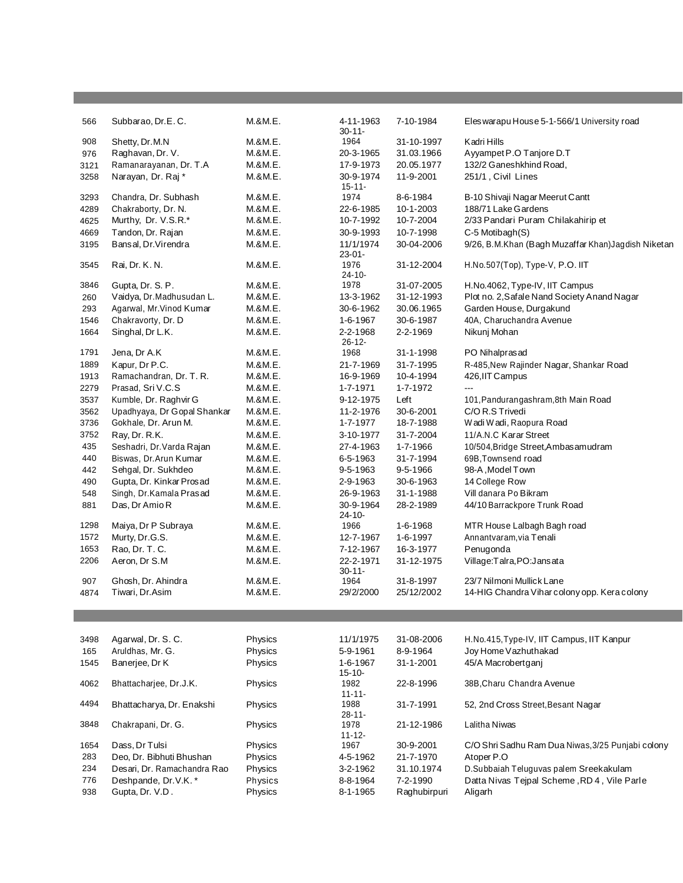| | | | | | |
|---|---|---|---|---|---|
| 566 | Subbarao, Dr.E. C. | M.&M.E. | 4-11-1963 | 7-10-1984 | Eleswarapu House 5-1-566/1 University road |
| 908 | Shetty, Dr.M.N | M.&M.E. | 30-11-1964 | 31-10-1997 | Kadri Hills |
| 976 | Raghavan, Dr. V. | M.&M.E. | 20-3-1965 | 31.03.1966 | Ayyampet P.O Tanjore D.T |
| 3121 | Ramanarayanan, Dr. T.A | M.&M.E. | 17-9-1973 | 20.05.1977 | 132/2 Ganeshkhind Road, |
| 3258 | Narayan, Dr. Raj * | M.&M.E. | 30-9-1974 | 11-9-2001 | 251/1 , Civil Lines |
| 3293 | Chandra, Dr. Subhash | M.&M.E. | 15-11-1974 | 8-6-1984 | B-10 Shivaji Nagar Meerut Cantt |
| 4289 | Chakraborty, Dr. N. | M.&M.E. | 22-6-1985 | 10-1-2003 | 188/71 Lake Gardens |
| 4625 | Murthy, Dr. V.S.R.* | M.&M.E. | 10-7-1992 | 10-7-2004 | 2/33 Pandari Puram Chilakahirip et |
| 4669 | Tandon, Dr. Rajan | M.&M.E. | 30-9-1993 | 10-7-1998 | C-5 Motibagh(S) |
| 3195 | Bansal, Dr.Virendra | M.&M.E. | 11/1/1974 | 30-04-2006 | 9/26, B.M.Khan (Bagh Muzaffar Khan)Jagdish Niketan |
| 3545 | Rai, Dr. K. N. | M.&M.E. | 23-01-1976 | 31-12-2004 | H.No.507(Top), Type-V, P.O. IIT |
| 3846 | Gupta, Dr. S. P. | M.&M.E. | 24-10-1978 | 31-07-2005 | H.No.4062, Type-IV, IIT Campus |
| 260 | Vaidya, Dr.Madhusudan L. | M.&M.E. | 13-3-1962 | 31-12-1993 | Plot no. 2,Safale Nand Society Anand Nagar |
| 293 | Agarwal, Mr.Vinod Kumar | M.&M.E. | 30-6-1962 | 30.06.1965 | Garden House, Durgakund |
| 1546 | Chakravorty, Dr. D | M.&M.E. | 1-6-1967 | 30-6-1987 | 40A, Charuchandra Avenue |
| 1664 | Singhal, Dr L.K. | M.&M.E. | 2-2-1968 | 2-2-1969 | Nikunj Mohan |
| 1791 | Jena, Dr A.K | M.&M.E. | 26-12-1968 | 31-1-1998 | PO Nihalprasad |
| 1889 | Kapur, Dr P.C. | M.&M.E. | 21-7-1969 | 31-7-1995 | R-485,New Rajinder Nagar, Shankar Road |
| 1913 | Ramachandran, Dr. T. R. | M.&M.E. | 16-9-1969 | 10-4-1994 | 426,IIT Campus |
| 2279 | Prasad, Sri V.C.S | M.&M.E. | 1-7-1971 | 1-7-1972 | --- |
| 3537 | Kumble, Dr. Raghvir G | M.&M.E. | 9-12-1975 | Left | 101,Pandurangashram,8th Main Road |
| 3562 | Upadhyaya, Dr Gopal Shankar | M.&M.E. | 11-2-1976 | 30-6-2001 | C/O R.S Trivedi |
| 3736 | Gokhale, Dr. Arun M. | M.&M.E. | 1-7-1977 | 18-7-1988 | Wadi Wadi, Raopura Road |
| 3752 | Ray, Dr. R.K. | M.&M.E. | 3-10-1977 | 31-7-2004 | 11/A.N.C Karar Street |
| 435 | Seshadri, Dr.Varda Rajan | M.&M.E. | 27-4-1963 | 1-7-1966 | 10/504,Bridge Street,Ambasamudram |
| 440 | Biswas, Dr.Arun Kumar | M.&M.E. | 6-5-1963 | 31-7-1994 | 69B,Townsend road |
| 442 | Sehgal, Dr. Sukhdeo | M.&M.E. | 9-5-1963 | 9-5-1966 | 98-A ,Model Town |
| 490 | Gupta, Dr. Kinkar Prosad | M.&M.E. | 2-9-1963 | 30-6-1963 | 14 College Row |
| 548 | Singh, Dr.Kamala Prasad | M.&M.E. | 26-9-1963 | 31-1-1988 | Vill danara Po Bikram |
| 881 | Das, Dr Amio R | M.&M.E. | 30-9-1964 | 28-2-1989 | 44/10 Barrackpore Trunk Road |
| 1298 | Maiya, Dr P Subraya | M.&M.E. | 24-10-1966 | 1-6-1968 | MTR House Lalbagh Bagh road |
| 1572 | Murty, Dr.G.S. | M.&M.E. | 12-7-1967 | 1-6-1997 | Annantvaram,via Tenali |
| 1653 | Rao, Dr. T. C. | M.&M.E. | 7-12-1967 | 16-3-1977 | Penugonda |
| 2206 | Aeron, Dr S.M | M.&M.E. | 22-2-1971 | 31-12-1975 | Village:Talra,PO:Jansata |
| 907 | Ghosh, Dr. Ahindra | M.&M.E. | 30-11-1964 | 31-8-1997 | 23/7 Nilmoni Mullick Lane |
| 4874 | Tiwari, Dr.Asim | M.&M.E. | 29/2/2000 | 25/12/2002 | 14-HIG Chandra Vihar colony opp. Kera colony |

| | | | | | |
|---|---|---|---|---|---|
| 3498 | Agarwal, Dr. S. C. | Physics | 11/1/1975 | 31-08-2006 | H.No.415,Type-IV, IIT Campus, IIT Kanpur |
| 165 | Aruldhas, Mr. G. | Physics | 5-9-1961 | 8-9-1964 | Joy Home Vazhuthakad |
| 1545 | Banerjee, Dr K | Physics | 1-6-1967 | 31-1-2001 | 45/A Macrobertganj |
| 4062 | Bhattacharjee, Dr.J.K. | Physics | 15-10-1982 | 22-8-1996 | 38B,Charu Chandra Avenue |
| 4494 | Bhattacharya, Dr. Enakshi | Physics | 11-11-1988 | 31-7-1991 | 52, 2nd Cross Street,Besant Nagar |
| 3848 | Chakrapani, Dr. G. | Physics | 28-11-1978 | 21-12-1986 | Lalitha Niwas |
| 1654 | Dass, Dr Tulsi | Physics | 11-12-1967 | 30-9-2001 | C/O Shri Sadhu Ram Dua Niwas,3/25 Punjabi colony |
| 283 | Deo, Dr. Bibhuti Bhushan | Physics | 4-5-1962 | 21-7-1970 | Atoper P.O |
| 234 | Desari, Dr. Ramachandra Rao | Physics | 3-2-1962 | 31.10.1974 | D.Subbaiah Teluguvas palem Sreekakulam |
| 776 | Deshpande, Dr.V.K. * | Physics | 8-8-1964 | 7-2-1990 | Datta Nivas Tejpal Scheme ,RD 4 , Vile Parle |
| 938 | Gupta, Dr. V.D . | Physics | 8-1-1965 | Raghubirpuri | Aligarh |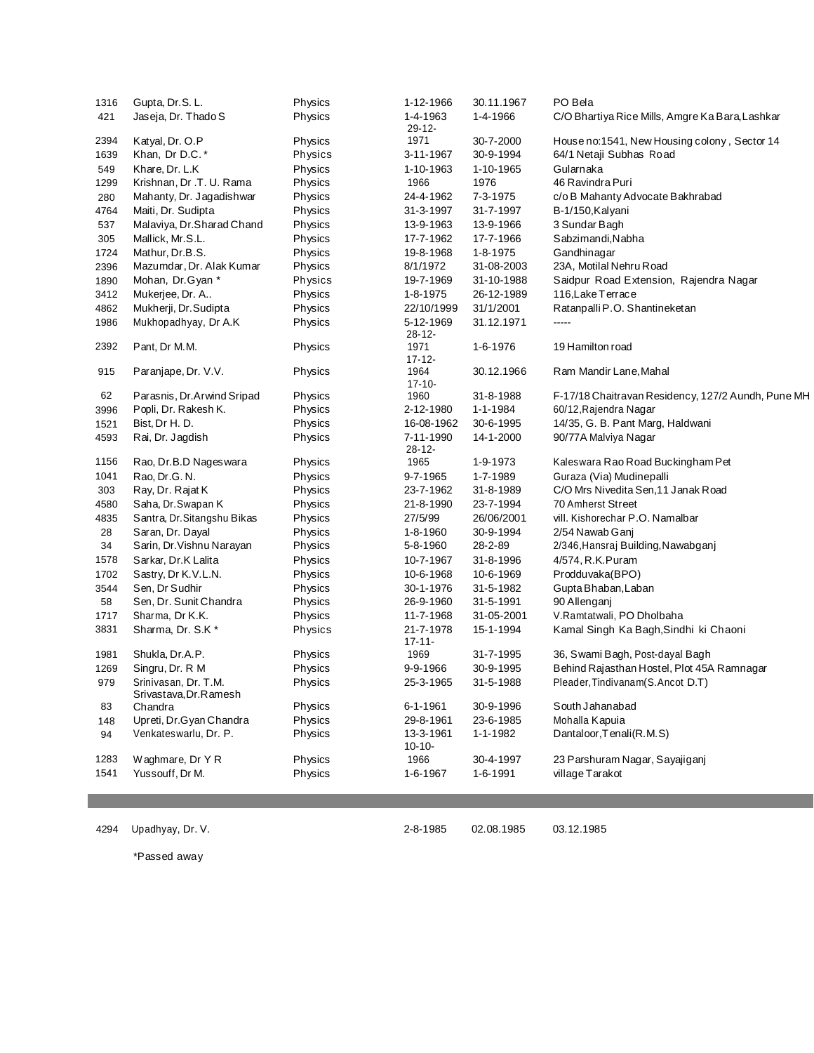| | | | | | |
|---|---|---|---|---|---|
| 1316 | Gupta, Dr.S. L. | Physics | 1-12-1966 | 30.11.1967 | PO Bela |
| 421 | Jaseja, Dr. Thado S | Physics | 1-4-1963 | 1-4-1966 | C/O Bhartiya Rice Mills, Amgre Ka Bara,Lashkar |
| 2394 | Katyal, Dr. O.P | Physics | 29-12-1971 | 30-7-2000 | House no:1541, New Housing colony , Sector 14 |
| 1639 | Khan, Dr D.C.* | Physics | 3-11-1967 | 30-9-1994 | 64/1 Netaji Subhas Road |
| 549 | Khare, Dr. L.K | Physics | 1-10-1963 | 1-10-1965 | Gularnaka |
| 1299 | Krishnan, Dr .T. U. Rama | Physics | 1966 | 1976 | 46 Ravindra Puri |
| 280 | Mahanty, Dr. Jagadishwar | Physics | 24-4-1962 | 7-3-1975 | c/o B Mahanty Advocate Bakhrabad |
| 4764 | Maiti, Dr. Sudipta | Physics | 31-3-1997 | 31-7-1997 | B-1/150,Kalyani |
| 537 | Malaviya, Dr.Sharad Chand | Physics | 13-9-1963 | 13-9-1966 | 3 Sundar Bagh |
| 305 | Mallick, Mr.S.L. | Physics | 17-7-1962 | 17-7-1966 | Sabzimandi,Nabha |
| 1724 | Mathur, Dr.B.S. | Physics | 19-8-1968 | 1-8-1975 | Gandhinagar |
| 2396 | Mazumdar, Dr. Alak Kumar | Physics | 8/1/1972 | 31-08-2003 | 23A, Motilal Nehru Road |
| 1890 | Mohan, Dr.Gyan * | Physics | 19-7-1969 | 31-10-1988 | Saidpur Road Extension, Rajendra Nagar |
| 3412 | Mukerjee, Dr. A.. | Physics | 1-8-1975 | 26-12-1989 | 116,Lake Terrace |
| 4862 | Mukherji, Dr.Sudipta | Physics | 22/10/1999 | 31/1/2001 | Ratanpalli P.O. Shantineketan |
| 1986 | Mukhopadhyay, Dr A.K | Physics | 5-12-1969 | 31.12.1971 | ----- |
| 2392 | Pant, Dr M.M. | Physics | 28-12-1971 | 1-6-1976 | 19 Hamilton road |
| 915 | Paranjape, Dr. V.V. | Physics | 17-12-1964 | 30.12.1966 | Ram Mandir Lane,Mahal |
| 62 | Parasnis, Dr.Arwind Sripad | Physics | 17-10-1960 | 31-8-1988 | F-17/18 Chaitravan Residency, 127/2 Aundh, Pune MH |
| 3996 | Popli, Dr. Rakesh K. | Physics | 2-12-1980 | 1-1-1984 | 60/12,Rajendra Nagar |
| 1521 | Bist, Dr H. D. | Physics | 16-08-1962 | 30-6-1995 | 14/35, G. B. Pant Marg, Haldwani |
| 4593 | Rai, Dr. Jagdish | Physics | 7-11-1990 | 14-1-2000 | 90/77A Malviya Nagar |
| 1156 | Rao, Dr.B.D Nageswara | Physics | 28-12-1965 | 1-9-1973 | Kaleswara Rao Road Buckingham Pet |
| 1041 | Rao, Dr.G. N. | Physics | 9-7-1965 | 1-7-1989 | Guraza (Via) Mudinepalli |
| 303 | Ray, Dr. Rajat K | Physics | 23-7-1962 | 31-8-1989 | C/O Mrs Nivedita Sen,11 Janak Road |
| 4580 | Saha, Dr.Swapan K | Physics | 21-8-1990 | 23-7-1994 | 70 Amherst Street |
| 4835 | Santra, Dr.Sitangshu Bikas | Physics | 27/5/99 | 26/06/2001 | vill. Kishorechar P.O. Namalbar |
| 28 | Saran, Dr. Dayal | Physics | 1-8-1960 | 30-9-1994 | 2/54 Nawab Ganj |
| 34 | Sarin, Dr.Vishnu Narayan | Physics | 5-8-1960 | 28-2-89 | 2/346,Hansraj Building,Nawabganj |
| 1578 | Sarkar, Dr.K Lalita | Physics | 10-7-1967 | 31-8-1996 | 4/574, R.K.Puram |
| 1702 | Sastry, Dr K.V.L.N. | Physics | 10-6-1968 | 10-6-1969 | Prodduvaka(BPO) |
| 3544 | Sen, Dr Sudhir | Physics | 30-1-1976 | 31-5-1982 | Gupta Bhaban,Laban |
| 58 | Sen, Dr. Sunit Chandra | Physics | 26-9-1960 | 31-5-1991 | 90 Allenganj |
| 1717 | Sharma, Dr K.K. | Physics | 11-7-1968 | 31-05-2001 | V.Ramtatwali, PO Dholbaha |
| 3831 | Sharma, Dr. S.K * | Physics | 21-7-1978 | 15-1-1994 | Kamal Singh Ka Bagh,Sindhi ki Chaoni |
| 1981 | Shukla, Dr.A.P. | Physics | 17-11-1969 | 31-7-1995 | 36, Swami Bagh, Post-dayal Bagh |
| 1269 | Singru, Dr. R M | Physics | 9-9-1966 | 30-9-1995 | Behind Rajasthan Hostel, Plot 45A Ramnagar |
| 979 | Srinivasan, Dr. T.M. | Physics | 25-3-1965 | 31-5-1988 | Pleader,Tindivanam(S.Ancot D.T) |
| 83 | Srivastava,Dr.Ramesh Chandra | Physics | 6-1-1961 | 30-9-1996 | South Jahanabad |
| 148 | Upreti, Dr.Gyan Chandra | Physics | 29-8-1961 | 23-6-1985 | Mohalla Kapuia |
| 94 | Venkateswarlu, Dr. P. | Physics | 13-3-1961 | 1-1-1982 | Dantaloor,Tenali(R.M.S) |
| 1283 | Waghmare, Dr Y R | Physics | 10-10-1966 | 30-4-1997 | 23 Parshuram Nagar, Sayajiganj |
| 1541 | Yussouff, Dr M. | Physics | 1-6-1967 | 1-6-1991 | village Tarakot |

| | | | | | |
|---|---|---|---|---|---|
| 4294 | Upadhyay, Dr. V. | | 2-8-1985 | 02.08.1985 | 03.12.1985 |

*Passed away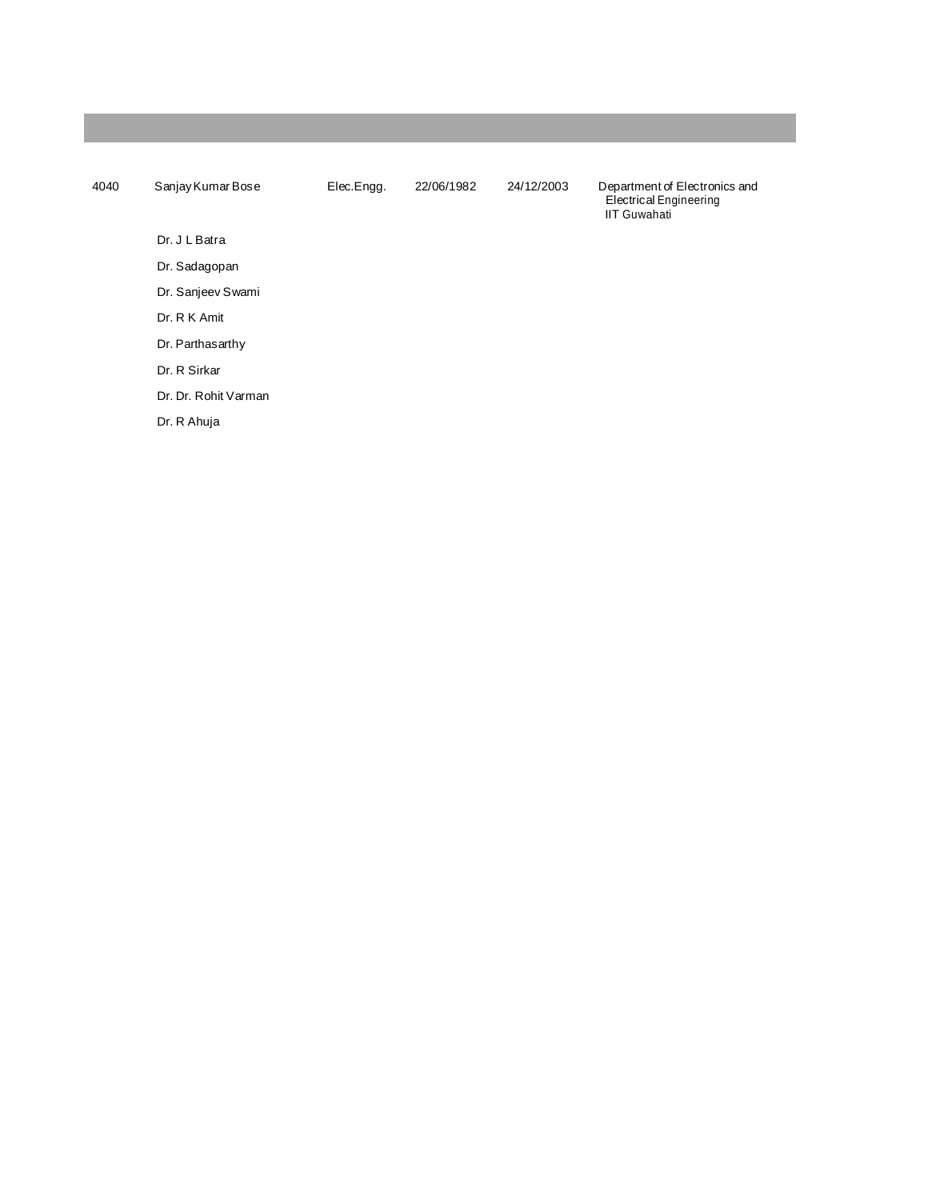| | | | | | |
|---|---|---|---|---|---|
| 4040 | Sanjay Kumar Bose | Elec.Engg. | 22/06/1982 | 24/12/2003 | Department of Electronics and Electrical Engineering IIT Guwahati |

Dr. J L Batra

Dr. Sadagopan

Dr. Sanjeev Swami

Dr. R K Amit

Dr. Parthasarthy

Dr. R Sirkar

Dr. Dr. Rohit Varman

Dr. R Ahuja